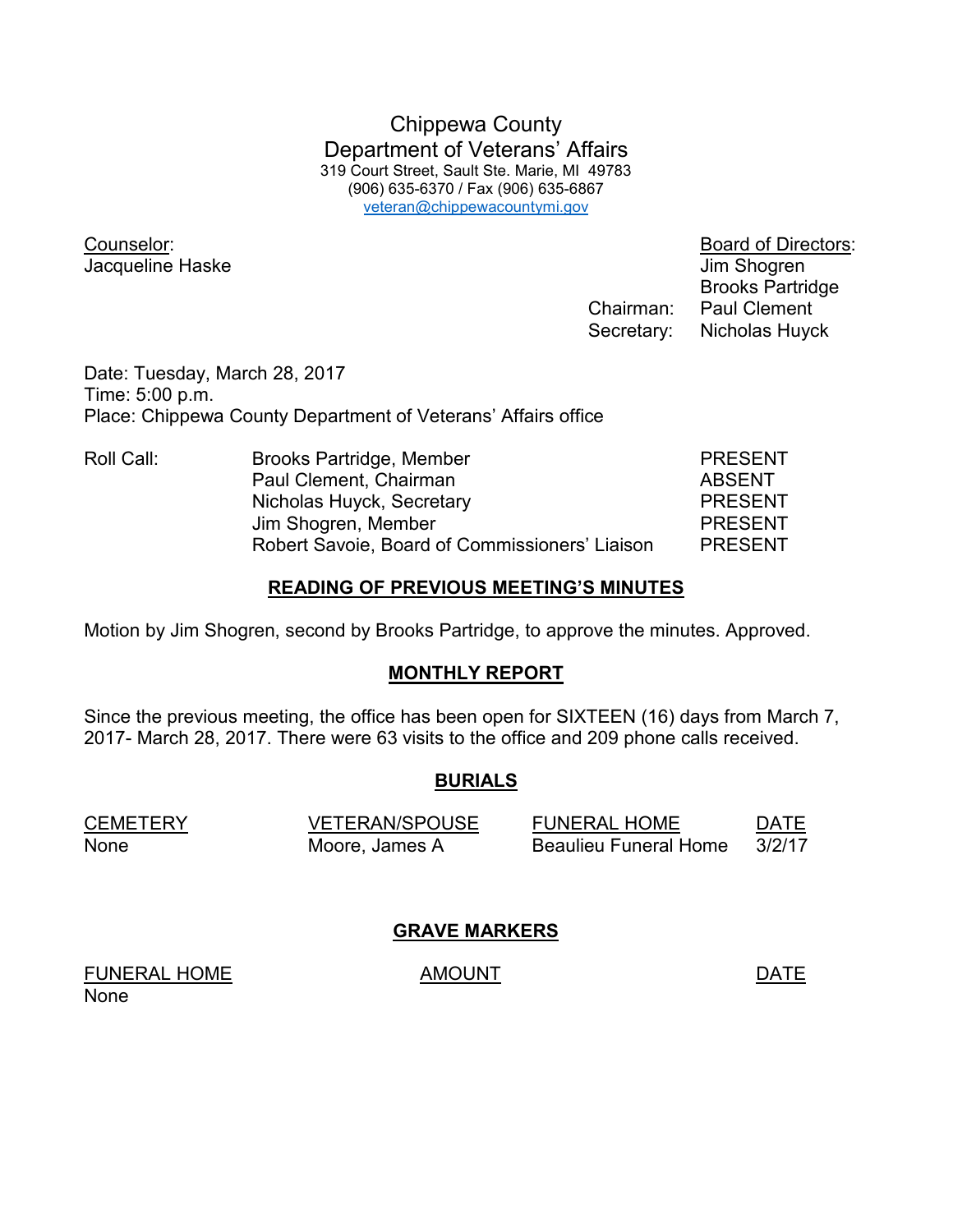# Chippewa County
# Department of Veterans' Affairs

319 Court Street, Sault Ste. Marie, MI 49783
(906) 635-6370 / Fax (906) 635-6867
veteran@chippewacountymi.gov

Counselor:
Jacqueline Haske

Board of Directors:
Jim Shogren
Brooks Partridge
Chairman: Paul Clement
Secretary: Nicholas Huyck

Date: Tuesday, March 28, 2017
Time: 5:00 p.m.
Place: Chippewa County Department of Veterans' Affairs office

| Roll Call: | | |
|---|---|---|
| | Brooks Partridge, Member | PRESENT |
| | Paul Clement, Chairman | ABSENT |
| | Nicholas Huyck, Secretary | PRESENT |
| | Jim Shogren, Member | PRESENT |
| | Robert Savoie, Board of Commissioners' Liaison | PRESENT |

## READING OF PREVIOUS MEETING'S MINUTES

Motion by Jim Shogren, second by Brooks Partridge, to approve the minutes. Approved.

## MONTHLY REPORT

Since the previous meeting, the office has been open for SIXTEEN (16) days from March 7, 2017- March 28, 2017. There were 63 visits to the office and 209 phone calls received.

## BURIALS

| CEMETERY | VETERAN/SPOUSE | FUNERAL HOME | DATE |
|---|---|---|---|
| None | Moore, James A | Beaulieu Funeral Home | 3/2/17 |

## GRAVE MARKERS

| FUNERAL HOME | AMOUNT | DATE |
|---|---|---|
| None | | |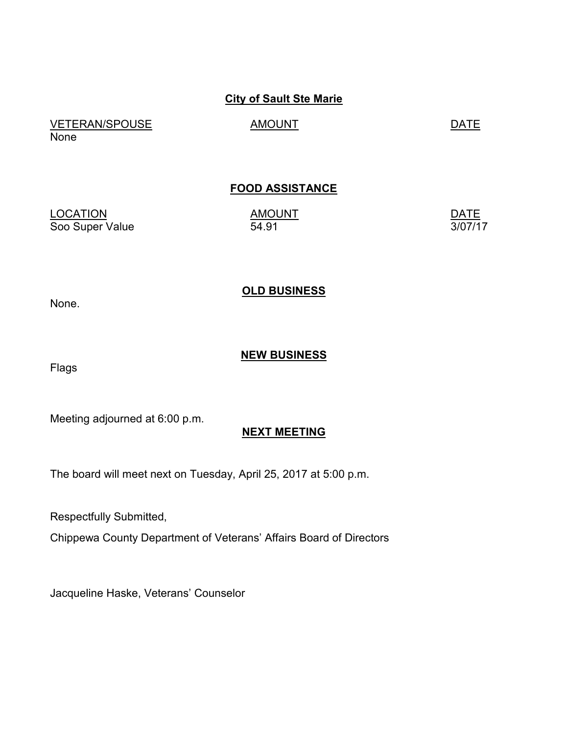**City of Sault Ste Marie**

| VETERAN/SPOUSE | AMOUNT | DATE |
|---|---|---|
| None | | |

**FOOD ASSISTANCE**

| LOCATION | AMOUNT | DATE |
|---|---|---|
| Soo Super Value | 54.91 | 3/07/17 |

**OLD BUSINESS**

None.

**NEW BUSINESS**

Flags

Meeting adjourned at 6:00 p.m.

**NEXT MEETING**

The board will meet next on Tuesday, April 25, 2017 at 5:00 p.m.

Respectfully Submitted,

Chippewa County Department of Veterans' Affairs Board of Directors

Jacqueline Haske, Veterans' Counselor